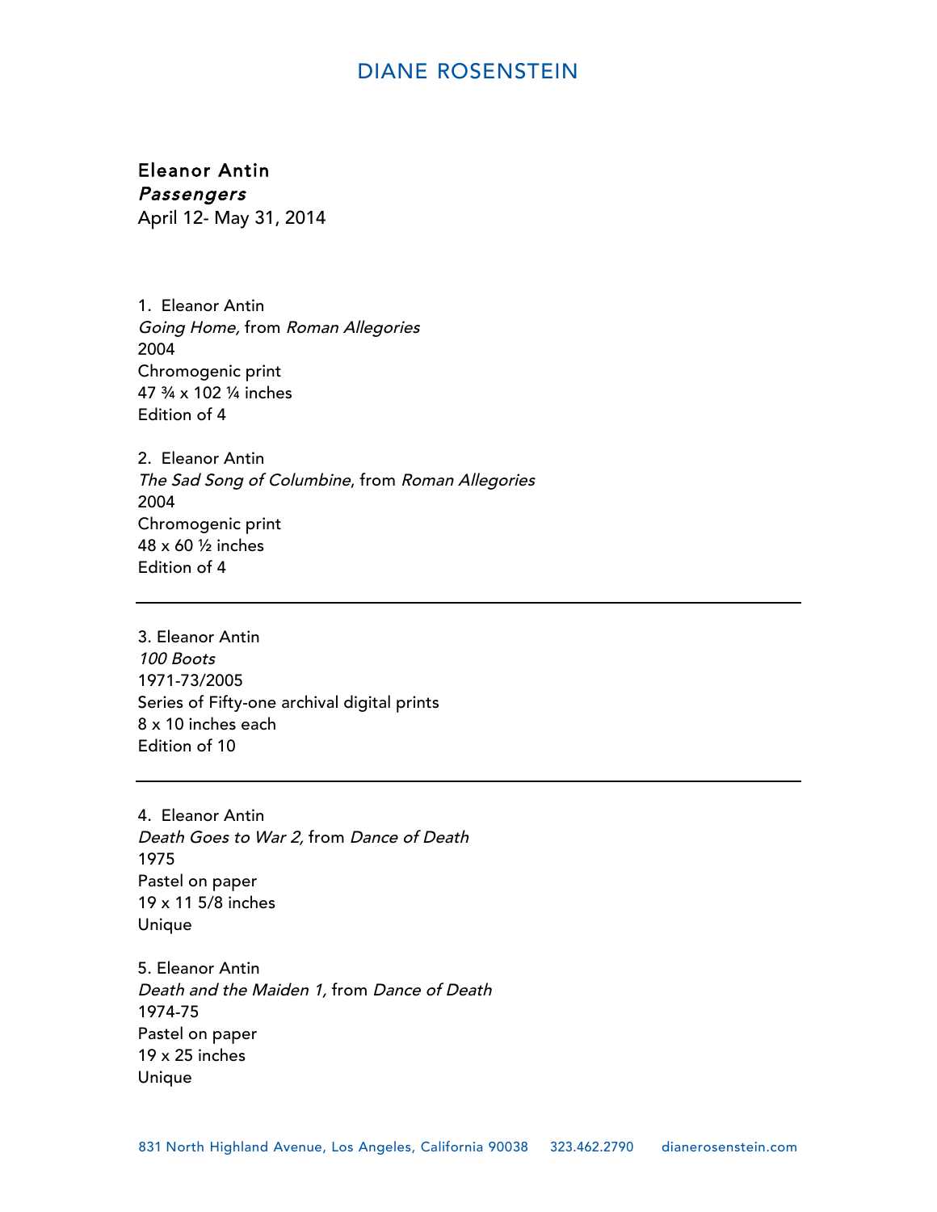# DIANE ROSENSTEIN

**Eleanor Antin**
***Passengers***
April 12- May 31, 2014

1. Eleanor Antin
*Going Home,* from *Roman Allegories*
2004
Chromogenic print
47 ¾ x 102 ¼ inches
Edition of 4

2. Eleanor Antin
*The Sad Song of Columbine*, from *Roman Allegories*
2004
Chromogenic print
48 x 60 ½ inches
Edition of 4

---

3. Eleanor Antin
*100 Boots*
1971-73/2005
Series of Fifty-one archival digital prints
8 x 10 inches each
Edition of 10

---

4. Eleanor Antin
*Death Goes to War 2,* from *Dance of Death*
1975
Pastel on paper
19 x 11 5/8 inches
Unique

5. Eleanor Antin
*Death and the Maiden 1,* from *Dance of Death*
1974-75
Pastel on paper
19 x 25 inches
Unique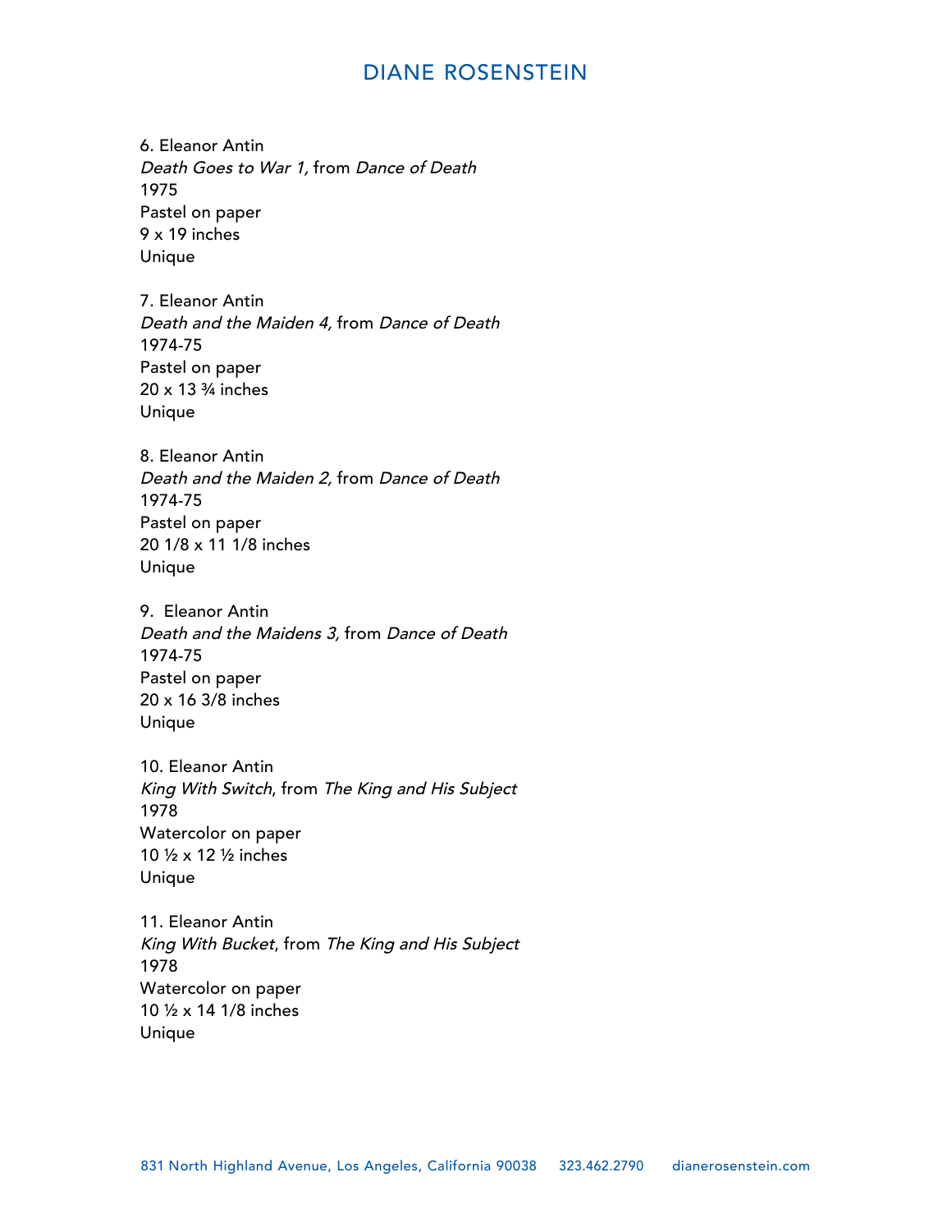6. Eleanor Antin
*Death Goes to War 1,* from *Dance of Death*
1975
Pastel on paper
9 x 19 inches
Unique

7. Eleanor Antin
*Death and the Maiden 4,* from *Dance of Death*
1974-75
Pastel on paper
20 x 13 ¾ inches
Unique

8. Eleanor Antin
*Death and the Maiden 2,* from *Dance of Death*
1974-75
Pastel on paper
20 1/8 x 11 1/8 inches
Unique

9. Eleanor Antin
*Death and the Maidens 3,* from *Dance of Death*
1974-75
Pastel on paper
20 x 16 3/8 inches
Unique

10. Eleanor Antin
*King With Switch*, from *The King and His Subject*
1978
Watercolor on paper
10 ½ x 12 ½ inches
Unique

11. Eleanor Antin
*King With Bucket*, from *The King and His Subject*
1978
Watercolor on paper
10 ½ x 14 1/8 inches
Unique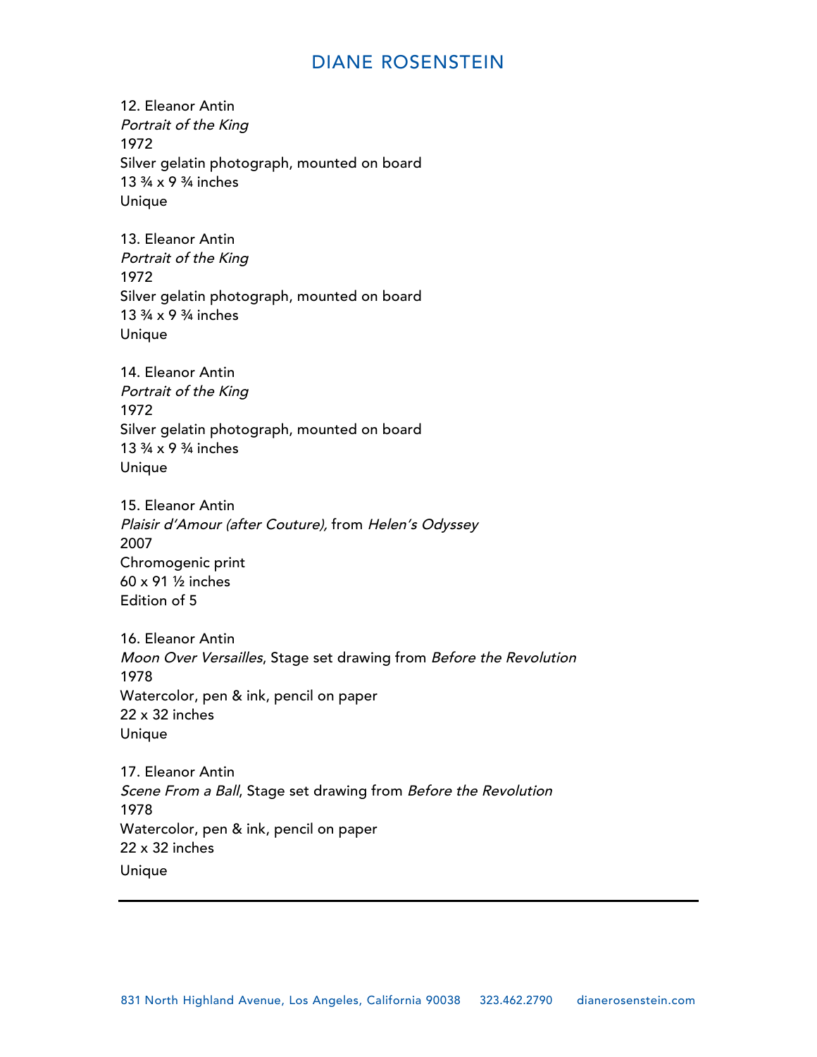12. Eleanor Antin
*Portrait of the King*
1972
Silver gelatin photograph, mounted on board
13 ¾ x 9 ¾ inches
Unique

13. Eleanor Antin
*Portrait of the King*
1972
Silver gelatin photograph, mounted on board
13 ¾ x 9 ¾ inches
Unique

14. Eleanor Antin
*Portrait of the King*
1972
Silver gelatin photograph, mounted on board
13 ¾ x 9 ¾ inches
Unique

15. Eleanor Antin
*Plaisir d'Amour (after Couture),* from *Helen's Odyssey*
2007
Chromogenic print
60 x 91 ½ inches
Edition of 5

16. Eleanor Antin
*Moon Over Versailles*, Stage set drawing from *Before the Revolution*
1978
Watercolor, pen & ink, pencil on paper
22 x 32 inches
Unique

17. Eleanor Antin
*Scene From a Ball*, Stage set drawing from *Before the Revolution*
1978
Watercolor, pen & ink, pencil on paper
22 x 32 inches
Unique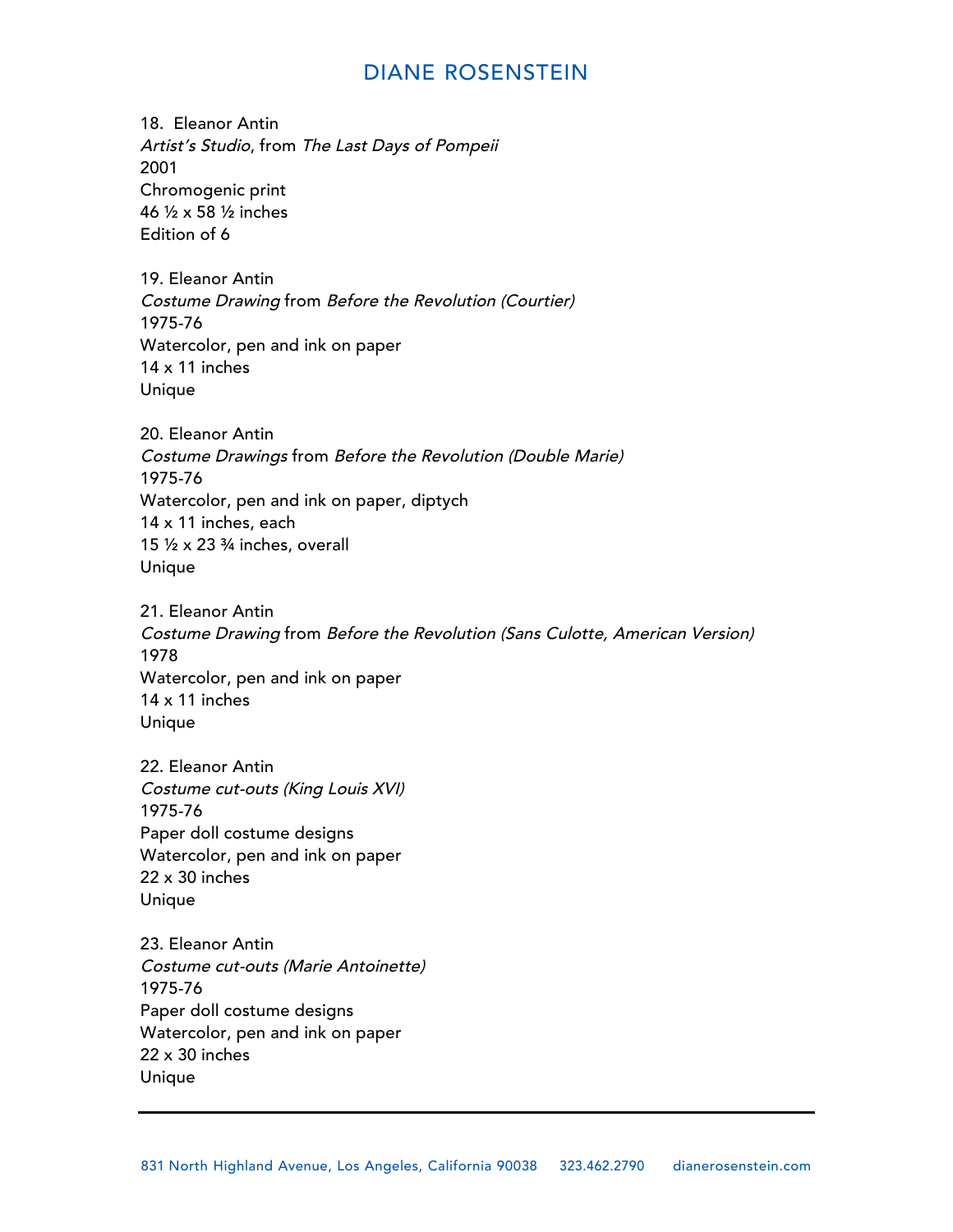18. Eleanor Antin
*Artist's Studio*, from *The Last Days of Pompeii*
2001
Chromogenic print
46 ½ x 58 ½ inches
Edition of 6

19. Eleanor Antin
*Costume Drawing* from *Before the Revolution (Courtier)*
1975-76
Watercolor, pen and ink on paper
14 x 11 inches
Unique

20. Eleanor Antin
*Costume Drawings* from *Before the Revolution (Double Marie)*
1975-76
Watercolor, pen and ink on paper, diptych
14 x 11 inches, each
15 ½ x 23 ¾ inches, overall
Unique

21. Eleanor Antin
*Costume Drawing* from *Before the Revolution (Sans Culotte, American Version)*
1978
Watercolor, pen and ink on paper
14 x 11 inches
Unique

22. Eleanor Antin
*Costume cut-outs (King Louis XVI)*
1975-76
Paper doll costume designs
Watercolor, pen and ink on paper
22 x 30 inches
Unique

23. Eleanor Antin
*Costume cut-outs (Marie Antoinette)*
1975-76
Paper doll costume designs
Watercolor, pen and ink on paper
22 x 30 inches
Unique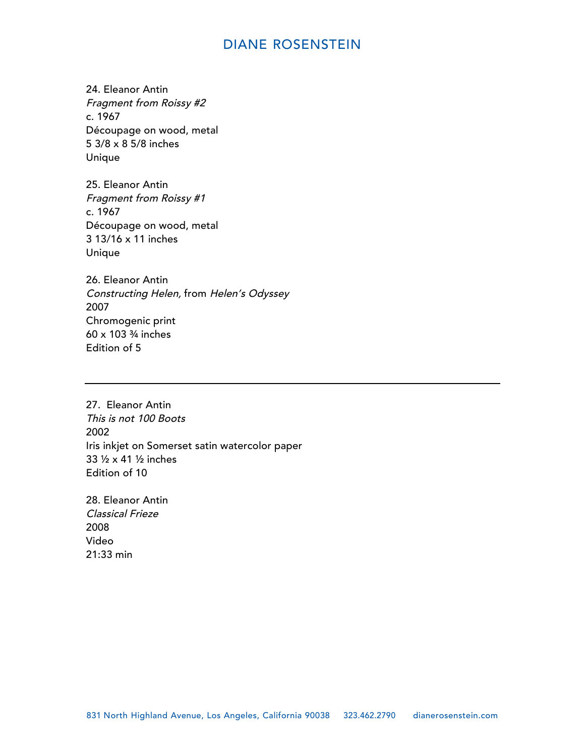24. Eleanor Antin
*Fragment from Roissy #2*
c. 1967
Découpage on wood, metal
5 3/8 x 8 5/8 inches
Unique

25. Eleanor Antin
*Fragment from Roissy #1*
c. 1967
Découpage on wood, metal
3 13/16 x 11 inches
Unique

26. Eleanor Antin
*Constructing Helen,* from *Helen's Odyssey*
2007
Chromogenic print
60 x 103 ¾ inches
Edition of 5

---

27. Eleanor Antin
*This is not 100 Boots*
2002
Iris inkjet on Somerset satin watercolor paper
33 ½ x 41 ½ inches
Edition of 10

28. Eleanor Antin
*Classical Frieze*
2008
Video
21:33 min